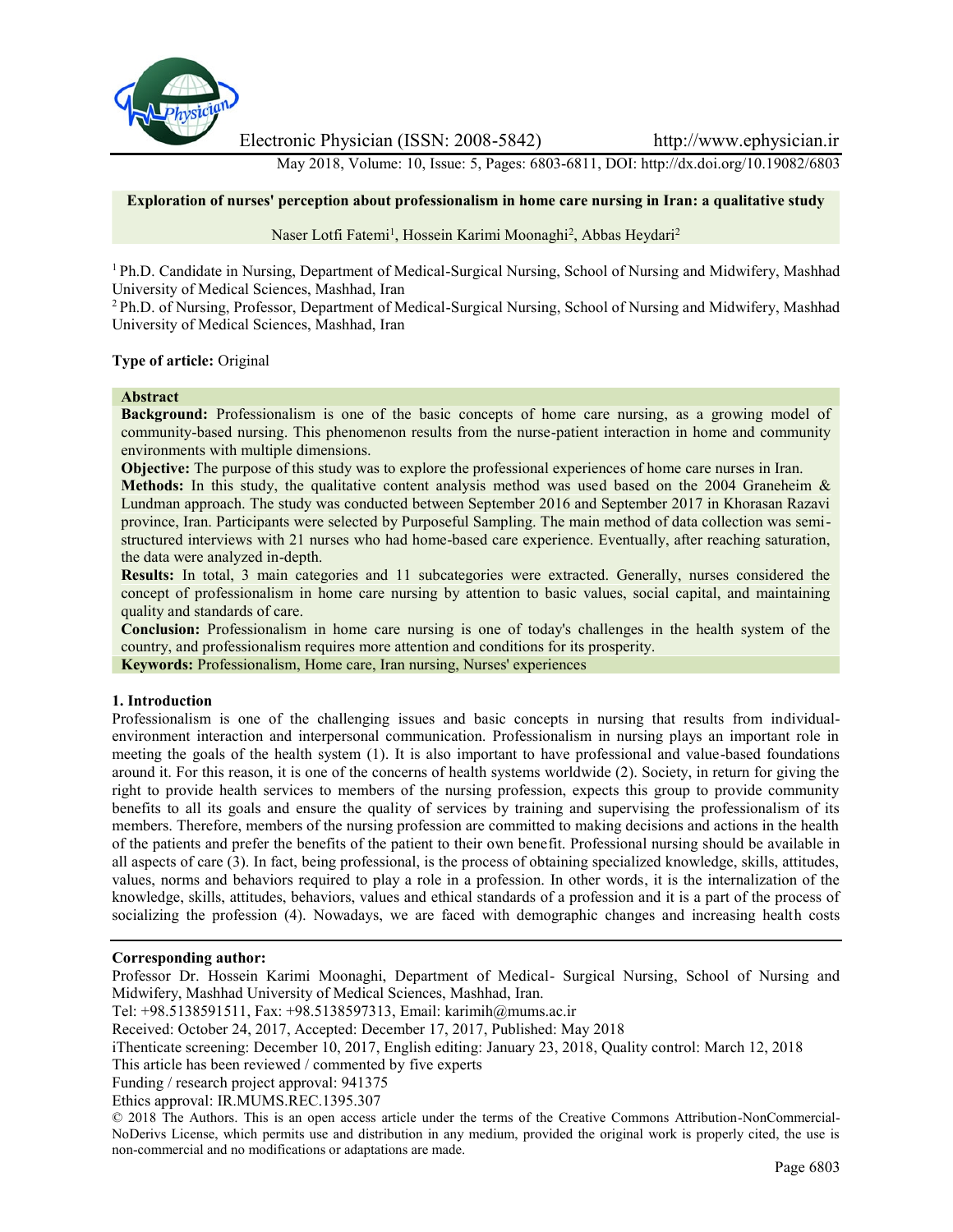# Exploration of nurses' perception about professionalism in home care nursing in Iran: a qualitative study

Naser Lotfi Fatemi[1], Hossein Karimi Moonaghi[2], Abbas Heydari[2]

[1] Ph.D. Candidate in Nursing, Department of Medical-Surgical Nursing, School of Nursing and Midwifery, Mashhad University of Medical Sciences, Mashhad, Iran

[2] Ph.D. of Nursing, Professor, Department of Medical-Surgical Nursing, School of Nursing and Midwifery, Mashhad University of Medical Sciences, Mashhad, Iran

**Type of article:** Original

## Abstract

**Background:** Professionalism is one of the basic concepts of home care nursing, as a growing model of community-based nursing. This phenomenon results from the nurse-patient interaction in home and community environments with multiple dimensions.

**Objective:** The purpose of this study was to explore the professional experiences of home care nurses in Iran.

**Methods:** In this study, the qualitative content analysis method was used based on the 2004 Graneheim & Lundman approach. The study was conducted between September 2016 and September 2017 in Khorasan Razavi province, Iran. Participants were selected by Purposeful Sampling. The main method of data collection was semi-structured interviews with 21 nurses who had home-based care experience. Eventually, after reaching saturation, the data were analyzed in-depth.

**Results:** In total, 3 main categories and 11 subcategories were extracted. Generally, nurses considered the concept of professionalism in home care nursing by attention to basic values, social capital, and maintaining quality and standards of care.

**Conclusion:** Professionalism in home care nursing is one of today's challenges in the health system of the country, and professionalism requires more attention and conditions for its prosperity.

**Keywords:** Professionalism, Home care, Iran nursing, Nurses' experiences

## 1. Introduction

Professionalism is one of the challenging issues and basic concepts in nursing that results from individual-environment interaction and interpersonal communication. Professionalism in nursing plays an important role in meeting the goals of the health system (1). It is also important to have professional and value-based foundations around it. For this reason, it is one of the concerns of health systems worldwide (2). Society, in return for giving the right to provide health services to members of the nursing profession, expects this group to provide community benefits to all its goals and ensure the quality of services by training and supervising the professionalism of its members. Therefore, members of the nursing profession are committed to making decisions and actions in the health of the patients and prefer the benefits of the patient to their own benefit. Professional nursing should be available in all aspects of care (3). In fact, being professional, is the process of obtaining specialized knowledge, skills, attitudes, values, norms and behaviors required to play a role in a profession. In other words, it is the internalization of the knowledge, skills, attitudes, behaviors, values and ethical standards of a profession and it is a part of the process of socializing the profession (4). Nowadays, we are faced with demographic changes and increasing health costs

---

**Corresponding author:**

Professor Dr. Hossein Karimi Moonaghi, Department of Medical- Surgical Nursing, School of Nursing and Midwifery, Mashhad University of Medical Sciences, Mashhad, Iran.

Tel: +98.5138591511, Fax: +98.5138597313, Email: karimih@mums.ac.ir

Received: October 24, 2017, Accepted: December 17, 2017, Published: May 2018

iThenticate screening: December 10, 2017, English editing: January 23, 2018, Quality control: March 12, 2018

This article has been reviewed / commented by five experts

Funding / research project approval: 941375

Ethics approval: IR.MUMS.REC.1395.307

© 2018 The Authors. This is an open access article under the terms of the Creative Commons Attribution-NonCommercial-NoDerivs License, which permits use and distribution in any medium, provided the original work is properly cited, the use is non-commercial and no modifications or adaptations are made.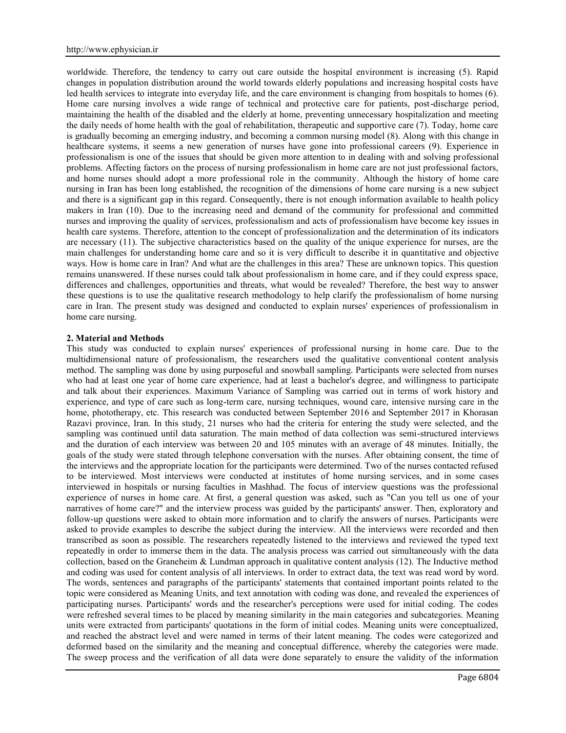worldwide. Therefore, the tendency to carry out care outside the hospital environment is increasing (5). Rapid changes in population distribution around the world towards elderly populations and increasing hospital costs have led health services to integrate into everyday life, and the care environment is changing from hospitals to homes (6). Home care nursing involves a wide range of technical and protective care for patients, post-discharge period, maintaining the health of the disabled and the elderly at home, preventing unnecessary hospitalization and meeting the daily needs of home health with the goal of rehabilitation, therapeutic and supportive care (7). Today, home care is gradually becoming an emerging industry, and becoming a common nursing model (8). Along with this change in healthcare systems, it seems a new generation of nurses have gone into professional careers (9). Experience in professionalism is one of the issues that should be given more attention to in dealing with and solving professional problems. Affecting factors on the process of nursing professionalism in home care are not just professional factors, and home nurses should adopt a more professional role in the community. Although the history of home care nursing in Iran has been long established, the recognition of the dimensions of home care nursing is a new subject and there is a significant gap in this regard. Consequently, there is not enough information available to health policy makers in Iran (10). Due to the increasing need and demand of the community for professional and committed nurses and improving the quality of services, professionalism and acts of professionalism have become key issues in health care systems. Therefore, attention to the concept of professionalization and the determination of its indicators are necessary (11). The subjective characteristics based on the quality of the unique experience for nurses, are the main challenges for understanding home care and so it is very difficult to describe it in quantitative and objective ways. How is home care in Iran? And what are the challenges in this area? These are unknown topics. This question remains unanswered. If these nurses could talk about professionalism in home care, and if they could express space, differences and challenges, opportunities and threats, what would be revealed? Therefore, the best way to answer these questions is to use the qualitative research methodology to help clarify the professionalism of home nursing care in Iran. The present study was designed and conducted to explain nurses' experiences of professionalism in home care nursing.

## 2. Material and Methods

This study was conducted to explain nurses' experiences of professional nursing in home care. Due to the multidimensional nature of professionalism, the researchers used the qualitative conventional content analysis method. The sampling was done by using purposeful and snowball sampling. Participants were selected from nurses who had at least one year of home care experience, had at least a bachelor's degree, and willingness to participate and talk about their experiences. Maximum Variance of Sampling was carried out in terms of work history and experience, and type of care such as long-term care, nursing techniques, wound care, intensive nursing care in the home, phototherapy, etc. This research was conducted between September 2016 and September 2017 in Khorasan Razavi province, Iran. In this study, 21 nurses who had the criteria for entering the study were selected, and the sampling was continued until data saturation. The main method of data collection was semi-structured interviews and the duration of each interview was between 20 and 105 minutes with an average of 48 minutes. Initially, the goals of the study were stated through telephone conversation with the nurses. After obtaining consent, the time of the interviews and the appropriate location for the participants were determined. Two of the nurses contacted refused to be interviewed. Most interviews were conducted at institutes of home nursing services, and in some cases interviewed in hospitals or nursing faculties in Mashhad. The focus of interview questions was the professional experience of nurses in home care. At first, a general question was asked, such as "Can you tell us one of your narratives of home care?" and the interview process was guided by the participants' answer. Then, exploratory and follow-up questions were asked to obtain more information and to clarify the answers of nurses. Participants were asked to provide examples to describe the subject during the interview. All the interviews were recorded and then transcribed as soon as possible. The researchers repeatedly listened to the interviews and reviewed the typed text repeatedly in order to immerse them in the data. The analysis process was carried out simultaneously with the data collection, based on the Graneheim & Lundman approach in qualitative content analysis (12). The Inductive method and coding was used for content analysis of all interviews. In order to extract data, the text was read word by word. The words, sentences and paragraphs of the participants' statements that contained important points related to the topic were considered as Meaning Units, and text annotation with coding was done, and revealed the experiences of participating nurses. Participants' words and the researcher's perceptions were used for initial coding. The codes were refreshed several times to be placed by meaning similarity in the main categories and subcategories. Meaning units were extracted from participants' quotations in the form of initial codes. Meaning units were conceptualized, and reached the abstract level and were named in terms of their latent meaning. The codes were categorized and deformed based on the similarity and the meaning and conceptual difference, whereby the categories were made. The sweep process and the verification of all data were done separately to ensure the validity of the information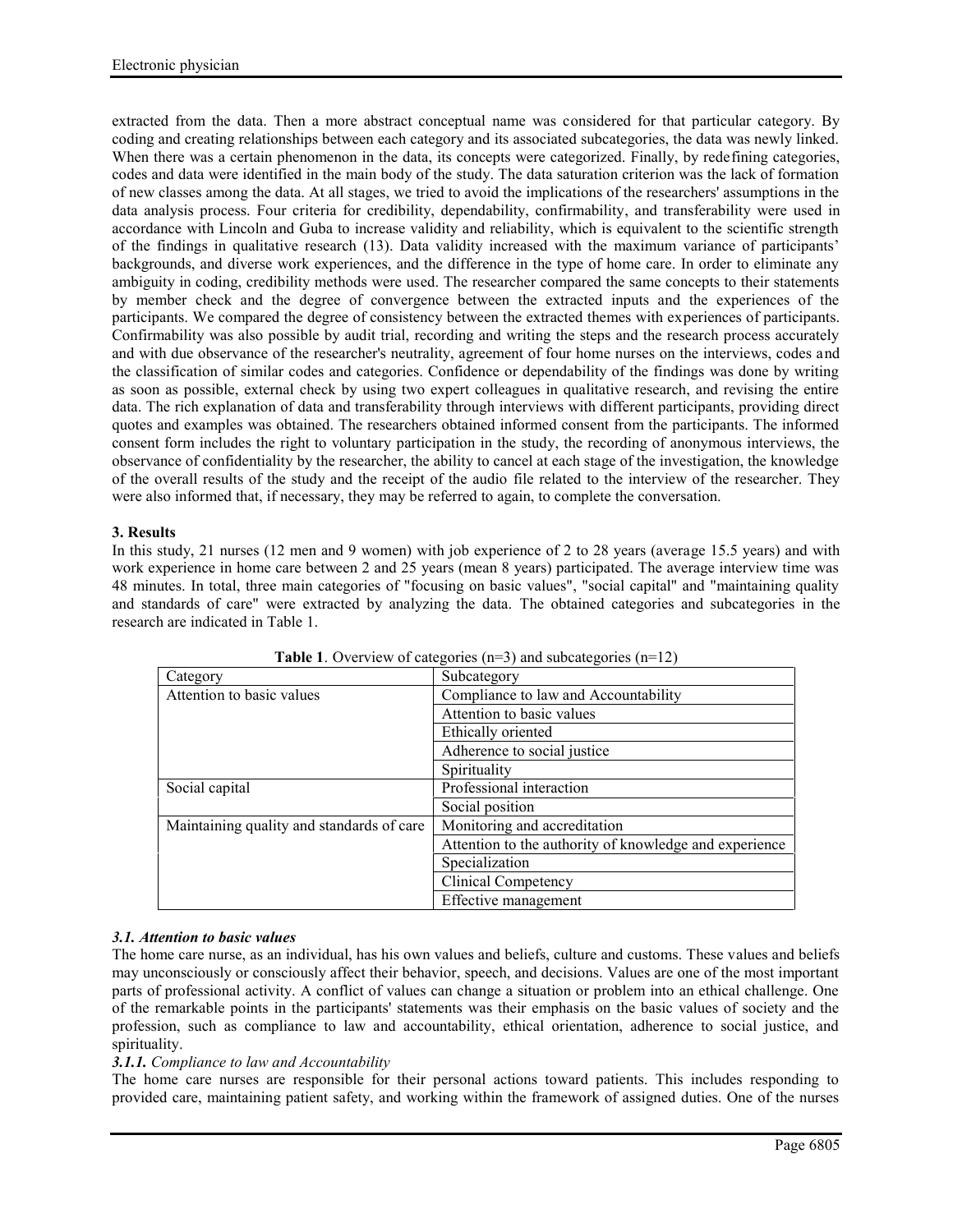extracted from the data. Then a more abstract conceptual name was considered for that particular category. By coding and creating relationships between each category and its associated subcategories, the data was newly linked. When there was a certain phenomenon in the data, its concepts were categorized. Finally, by redefining categories, codes and data were identified in the main body of the study. The data saturation criterion was the lack of formation of new classes among the data. At all stages, we tried to avoid the implications of the researchers' assumptions in the data analysis process. Four criteria for credibility, dependability, confirmability, and transferability were used in accordance with Lincoln and Guba to increase validity and reliability, which is equivalent to the scientific strength of the findings in qualitative research (13). Data validity increased with the maximum variance of participants' backgrounds, and diverse work experiences, and the difference in the type of home care. In order to eliminate any ambiguity in coding, credibility methods were used. The researcher compared the same concepts to their statements by member check and the degree of convergence between the extracted inputs and the experiences of the participants. We compared the degree of consistency between the extracted themes with experiences of participants. Confirmability was also possible by audit trial, recording and writing the steps and the research process accurately and with due observance of the researcher's neutrality, agreement of four home nurses on the interviews, codes and the classification of similar codes and categories. Confidence or dependability of the findings was done by writing as soon as possible, external check by using two expert colleagues in qualitative research, and revising the entire data. The rich explanation of data and transferability through interviews with different participants, providing direct quotes and examples was obtained. The researchers obtained informed consent from the participants. The informed consent form includes the right to voluntary participation in the study, the recording of anonymous interviews, the observance of confidentiality by the researcher, the ability to cancel at each stage of the investigation, the knowledge of the overall results of the study and the receipt of the audio file related to the interview of the researcher. They were also informed that, if necessary, they may be referred to again, to complete the conversation.

## 3. Results

In this study, 21 nurses (12 men and 9 women) with job experience of 2 to 28 years (average 15.5 years) and with work experience in home care between 2 and 25 years (mean 8 years) participated. The average interview time was 48 minutes. In total, three main categories of "focusing on basic values", "social capital" and "maintaining quality and standards of care" were extracted by analyzing the data. The obtained categories and subcategories in the research are indicated in Table 1.

**Table 1**. Overview of categories (n=3) and subcategories (n=12)

| Category | Subcategory |
|---|---|
| Attention to basic values | Compliance to law and Accountability |
| | Attention to basic values |
| | Ethically oriented |
| | Adherence to social justice |
| | Spirituality |
| Social capital | Professional interaction |
| | Social position |
| Maintaining quality and standards of care | Monitoring and accreditation |
| | Attention to the authority of knowledge and experience |
| | Specialization |
| | Clinical Competency |
| | Effective management |

### *3.1. Attention to basic values*

The home care nurse, as an individual, has his own values and beliefs, culture and customs. These values and beliefs may unconsciously or consciously affect their behavior, speech, and decisions. Values are one of the most important parts of professional activity. A conflict of values can change a situation or problem into an ethical challenge. One of the remarkable points in the participants' statements was their emphasis on the basic values of society and the profession, such as compliance to law and accountability, ethical orientation, adherence to social justice, and spirituality.

#### *3.1.1. Compliance to law and Accountability*

The home care nurses are responsible for their personal actions toward patients. This includes responding to provided care, maintaining patient safety, and working within the framework of assigned duties. One of the nurses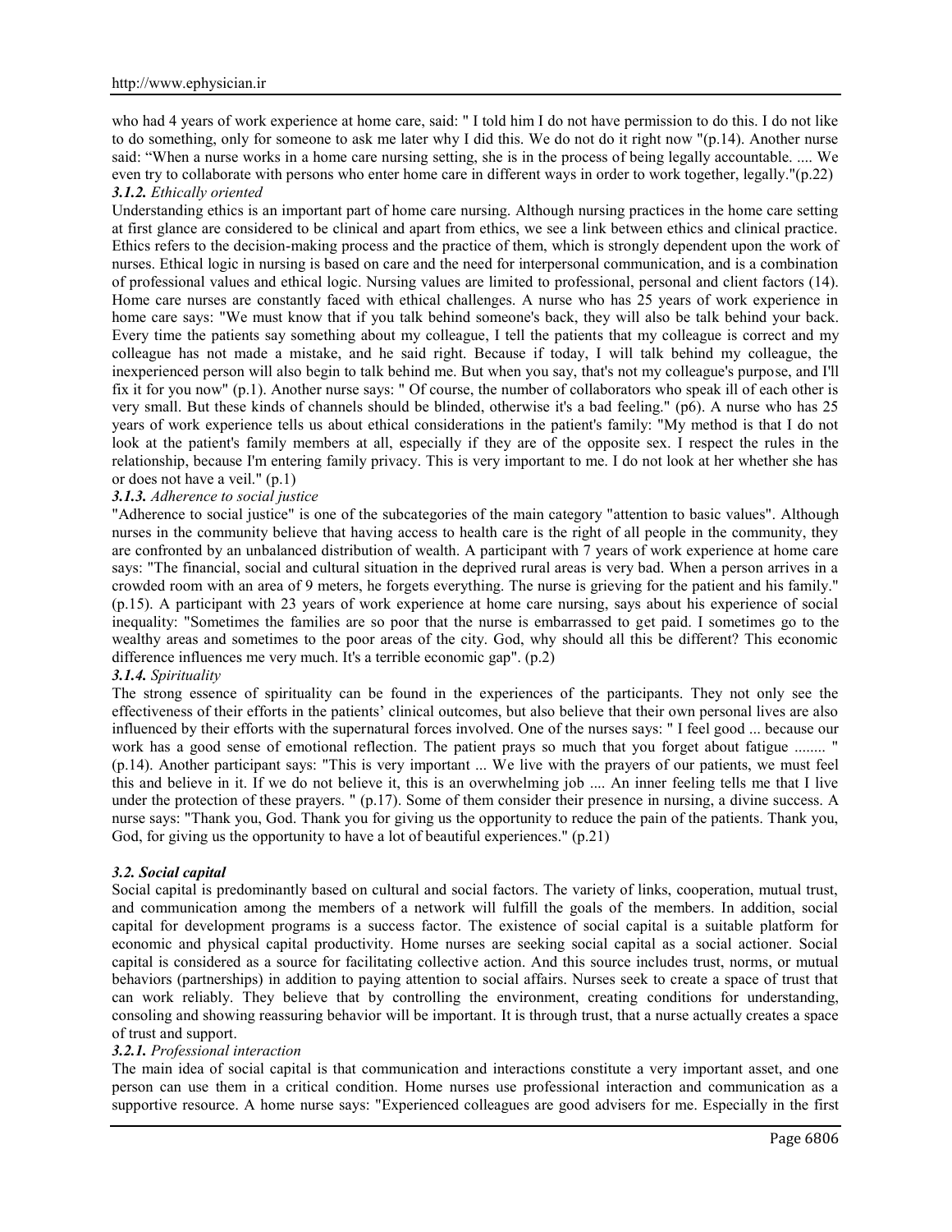who had 4 years of work experience at home care, said: " I told him I do not have permission to do this. I do not like to do something, only for someone to ask me later why I did this. We do not do it right now "(p.14). Another nurse said: "When a nurse works in a home care nursing setting, she is in the process of being legally accountable. .... We even try to collaborate with persons who enter home care in different ways in order to work together, legally."(p.22)

#### *3.1.2. Ethically oriented*

Understanding ethics is an important part of home care nursing. Although nursing practices in the home care setting at first glance are considered to be clinical and apart from ethics, we see a link between ethics and clinical practice. Ethics refers to the decision-making process and the practice of them, which is strongly dependent upon the work of nurses. Ethical logic in nursing is based on care and the need for interpersonal communication, and is a combination of professional values and ethical logic. Nursing values are limited to professional, personal and client factors (14). Home care nurses are constantly faced with ethical challenges. A nurse who has 25 years of work experience in home care says: "We must know that if you talk behind someone's back, they will also be talk behind your back. Every time the patients say something about my colleague, I tell the patients that my colleague is correct and my colleague has not made a mistake, and he said right. Because if today, I will talk behind my colleague, the inexperienced person will also begin to talk behind me. But when you say, that's not my colleague's purpose, and I'll fix it for you now" (p.1). Another nurse says: " Of course, the number of collaborators who speak ill of each other is very small. But these kinds of channels should be blinded, otherwise it's a bad feeling." (p6). A nurse who has 25 years of work experience tells us about ethical considerations in the patient's family: "My method is that I do not look at the patient's family members at all, especially if they are of the opposite sex. I respect the rules in the relationship, because I'm entering family privacy. This is very important to me. I do not look at her whether she has or does not have a veil." (p.1)

#### *3.1.3. Adherence to social justice*

"Adherence to social justice" is one of the subcategories of the main category "attention to basic values". Although nurses in the community believe that having access to health care is the right of all people in the community, they are confronted by an unbalanced distribution of wealth. A participant with 7 years of work experience at home care says: "The financial, social and cultural situation in the deprived rural areas is very bad. When a person arrives in a crowded room with an area of 9 meters, he forgets everything. The nurse is grieving for the patient and his family." (p.15). A participant with 23 years of work experience at home care nursing, says about his experience of social inequality: "Sometimes the families are so poor that the nurse is embarrassed to get paid. I sometimes go to the wealthy areas and sometimes to the poor areas of the city. God, why should all this be different? This economic difference influences me very much. It's a terrible economic gap". (p.2)

#### *3.1.4. Spirituality*

The strong essence of spirituality can be found in the experiences of the participants. They not only see the effectiveness of their efforts in the patients' clinical outcomes, but also believe that their own personal lives are also influenced by their efforts with the supernatural forces involved. One of the nurses says: " I feel good ... because our work has a good sense of emotional reflection. The patient prays so much that you forget about fatigue ........ " (p.14). Another participant says: "This is very important ... We live with the prayers of our patients, we must feel this and believe in it. If we do not believe it, this is an overwhelming job .... An inner feeling tells me that I live under the protection of these prayers. " (p.17). Some of them consider their presence in nursing, a divine success. A nurse says: "Thank you, God. Thank you for giving us the opportunity to reduce the pain of the patients. Thank you, God, for giving us the opportunity to have a lot of beautiful experiences." (p.21)

### *3.2. Social capital*

Social capital is predominantly based on cultural and social factors. The variety of links, cooperation, mutual trust, and communication among the members of a network will fulfill the goals of the members. In addition, social capital for development programs is a success factor. The existence of social capital is a suitable platform for economic and physical capital productivity. Home nurses are seeking social capital as a social actioner. Social capital is considered as a source for facilitating collective action. And this source includes trust, norms, or mutual behaviors (partnerships) in addition to paying attention to social affairs. Nurses seek to create a space of trust that can work reliably. They believe that by controlling the environment, creating conditions for understanding, consoling and showing reassuring behavior will be important. It is through trust, that a nurse actually creates a space of trust and support.

#### *3.2.1. Professional interaction*

The main idea of social capital is that communication and interactions constitute a very important asset, and one person can use them in a critical condition. Home nurses use professional interaction and communication as a supportive resource. A home nurse says: "Experienced colleagues are good advisers for me. Especially in the first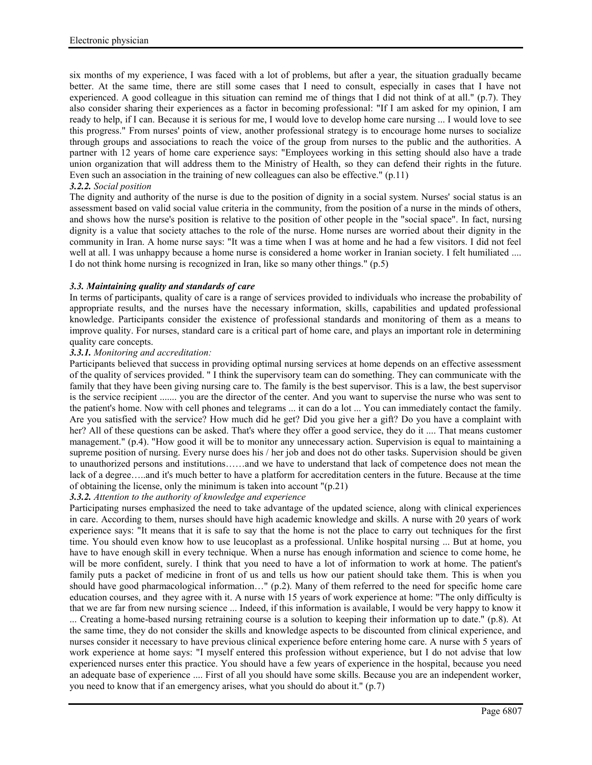six months of my experience, I was faced with a lot of problems, but after a year, the situation gradually became better. At the same time, there are still some cases that I need to consult, especially in cases that I have not experienced. A good colleague in this situation can remind me of things that I did not think of at all." (p.7). They also consider sharing their experiences as a factor in becoming professional: "If I am asked for my opinion, I am ready to help, if I can. Because it is serious for me, I would love to develop home care nursing ... I would love to see this progress." From nurses' points of view, another professional strategy is to encourage home nurses to socialize through groups and associations to reach the voice of the group from nurses to the public and the authorities. A partner with 12 years of home care experience says: "Employees working in this setting should also have a trade union organization that will address them to the Ministry of Health, so they can defend their rights in the future. Even such an association in the training of new colleagues can also be effective." (p.11)

#### *3.2.2. Social position*

The dignity and authority of the nurse is due to the position of dignity in a social system. Nurses' social status is an assessment based on valid social value criteria in the community, from the position of a nurse in the minds of others, and shows how the nurse's position is relative to the position of other people in the "social space". In fact, nursing dignity is a value that society attaches to the role of the nurse. Home nurses are worried about their dignity in the community in Iran. A home nurse says: "It was a time when I was at home and he had a few visitors. I did not feel well at all. I was unhappy because a home nurse is considered a home worker in Iranian society. I felt humiliated .... I do not think home nursing is recognized in Iran, like so many other things." (p.5)

### *3.3. Maintaining quality and standards of care*

In terms of participants, quality of care is a range of services provided to individuals who increase the probability of appropriate results, and the nurses have the necessary information, skills, capabilities and updated professional knowledge. Participants consider the existence of professional standards and monitoring of them as a means to improve quality. For nurses, standard care is a critical part of home care, and plays an important role in determining quality care concepts.

#### *3.3.1. Monitoring and accreditation:*

Participants believed that success in providing optimal nursing services at home depends on an effective assessment of the quality of services provided. " I think the supervisory team can do something. They can communicate with the family that they have been giving nursing care to. The family is the best supervisor. This is a law, the best supervisor is the service recipient ....... you are the director of the center. And you want to supervise the nurse who was sent to the patient's home. Now with cell phones and telegrams ... it can do a lot ... You can immediately contact the family. Are you satisfied with the service? How much did he get? Did you give her a gift? Do you have a complaint with her? All of these questions can be asked. That's where they offer a good service, they do it .... That means customer management." (p.4). "How good it will be to monitor any unnecessary action. Supervision is equal to maintaining a supreme position of nursing. Every nurse does his / her job and does not do other tasks. Supervision should be given to unauthorized persons and institutions……and we have to understand that lack of competence does not mean the lack of a degree…..and it's much better to have a platform for accreditation centers in the future. Because at the time of obtaining the license, only the minimum is taken into account "(p.21)

#### *3.3.2. Attention to the authority of knowledge and experience*

Participating nurses emphasized the need to take advantage of the updated science, along with clinical experiences in care. According to them, nurses should have high academic knowledge and skills. A nurse with 20 years of work experience says: "It means that it is safe to say that the home is not the place to carry out techniques for the first time. You should even know how to use leucoplast as a professional. Unlike hospital nursing ... But at home, you have to have enough skill in every technique. When a nurse has enough information and science to come home, he will be more confident, surely. I think that you need to have a lot of information to work at home. The patient's family puts a packet of medicine in front of us and tells us how our patient should take them. This is when you should have good pharmacological information…" (p.2). Many of them referred to the need for specific home care education courses, and they agree with it. A nurse with 15 years of work experience at home: "The only difficulty is that we are far from new nursing science ... Indeed, if this information is available, I would be very happy to know it ... Creating a home-based nursing retraining course is a solution to keeping their information up to date." (p.8). At the same time, they do not consider the skills and knowledge aspects to be discounted from clinical experience, and nurses consider it necessary to have previous clinical experience before entering home care. A nurse with 5 years of work experience at home says: "I myself entered this profession without experience, but I do not advise that low experienced nurses enter this practice. You should have a few years of experience in the hospital, because you need an adequate base of experience .... First of all you should have some skills. Because you are an independent worker, you need to know that if an emergency arises, what you should do about it." (p.7)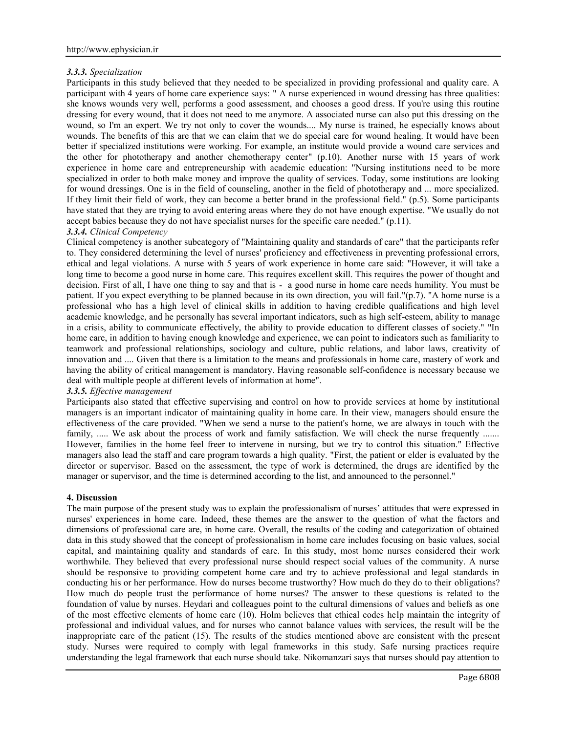### *3.3.3. Specialization*

Participants in this study believed that they needed to be specialized in providing professional and quality care. A participant with 4 years of home care experience says: " A nurse experienced in wound dressing has three qualities: she knows wounds very well, performs a good assessment, and chooses a good dress. If you're using this routine dressing for every wound, that it does not need to me anymore. A associated nurse can also put this dressing on the wound, so I'm an expert. We try not only to cover the wounds.... My nurse is trained, he especially knows about wounds. The benefits of this are that we can claim that we do special care for wound healing. It would have been better if specialized institutions were working. For example, an institute would provide a wound care services and the other for phototherapy and another chemotherapy center" (p.10). Another nurse with 15 years of work experience in home care and entrepreneurship with academic education: "Nursing institutions need to be more specialized in order to both make money and improve the quality of services. Today, some institutions are looking for wound dressings. One is in the field of counseling, another in the field of phototherapy and ... more specialized. If they limit their field of work, they can become a better brand in the professional field." (p.5). Some participants have stated that they are trying to avoid entering areas where they do not have enough expertise. "We usually do not accept babies because they do not have specialist nurses for the specific care needed." (p.11).

### *3.3.4. Clinical Competency*

Clinical competency is another subcategory of "Maintaining quality and standards of care" that the participants refer to. They considered determining the level of nurses' proficiency and effectiveness in preventing professional errors, ethical and legal violations. A nurse with 5 years of work experience in home care said: "However, it will take a long time to become a good nurse in home care. This requires excellent skill. This requires the power of thought and decision. First of all, I have one thing to say and that is - a good nurse in home care needs humility. You must be patient. If you expect everything to be planned because in its own direction, you will fail."(p.7). "A home nurse is a professional who has a high level of clinical skills in addition to having credible qualifications and high level academic knowledge, and he personally has several important indicators, such as high self-esteem, ability to manage in a crisis, ability to communicate effectively, the ability to provide education to different classes of society." "In home care, in addition to having enough knowledge and experience, we can point to indicators such as familiarity to teamwork and professional relationships, sociology and culture, public relations, and labor laws, creativity of innovation and .... Given that there is a limitation to the means and professionals in home care, mastery of work and having the ability of critical management is mandatory. Having reasonable self-confidence is necessary because we deal with multiple people at different levels of information at home".

### *3.3.5. Effective management*

Participants also stated that effective supervising and control on how to provide services at home by institutional managers is an important indicator of maintaining quality in home care. In their view, managers should ensure the effectiveness of the care provided. "When we send a nurse to the patient's home, we are always in touch with the family, ..... We ask about the process of work and family satisfaction. We will check the nurse frequently ....... However, families in the home feel freer to intervene in nursing, but we try to control this situation." Effective managers also lead the staff and care program towards a high quality. "First, the patient or elder is evaluated by the director or supervisor. Based on the assessment, the type of work is determined, the drugs are identified by the manager or supervisor, and the time is determined according to the list, and announced to the personnel."

## 4. Discussion

The main purpose of the present study was to explain the professionalism of nurses' attitudes that were expressed in nurses' experiences in home care. Indeed, these themes are the answer to the question of what the factors and dimensions of professional care are, in home care. Overall, the results of the coding and categorization of obtained data in this study showed that the concept of professionalism in home care includes focusing on basic values, social capital, and maintaining quality and standards of care. In this study, most home nurses considered their work worthwhile. They believed that every professional nurse should respect social values of the community. A nurse should be responsive to providing competent home care and try to achieve professional and legal standards in conducting his or her performance. How do nurses become trustworthy? How much do they do to their obligations? How much do people trust the performance of home nurses? The answer to these questions is related to the foundation of value by nurses. Heydari and colleagues point to the cultural dimensions of values and beliefs as one of the most effective elements of home care (10). Holm believes that ethical codes help maintain the integrity of professional and individual values, and for nurses who cannot balance values with services, the result will be the inappropriate care of the patient (15). The results of the studies mentioned above are consistent with the present study. Nurses were required to comply with legal frameworks in this study. Safe nursing practices require understanding the legal framework that each nurse should take. Nikomanzari says that nurses should pay attention to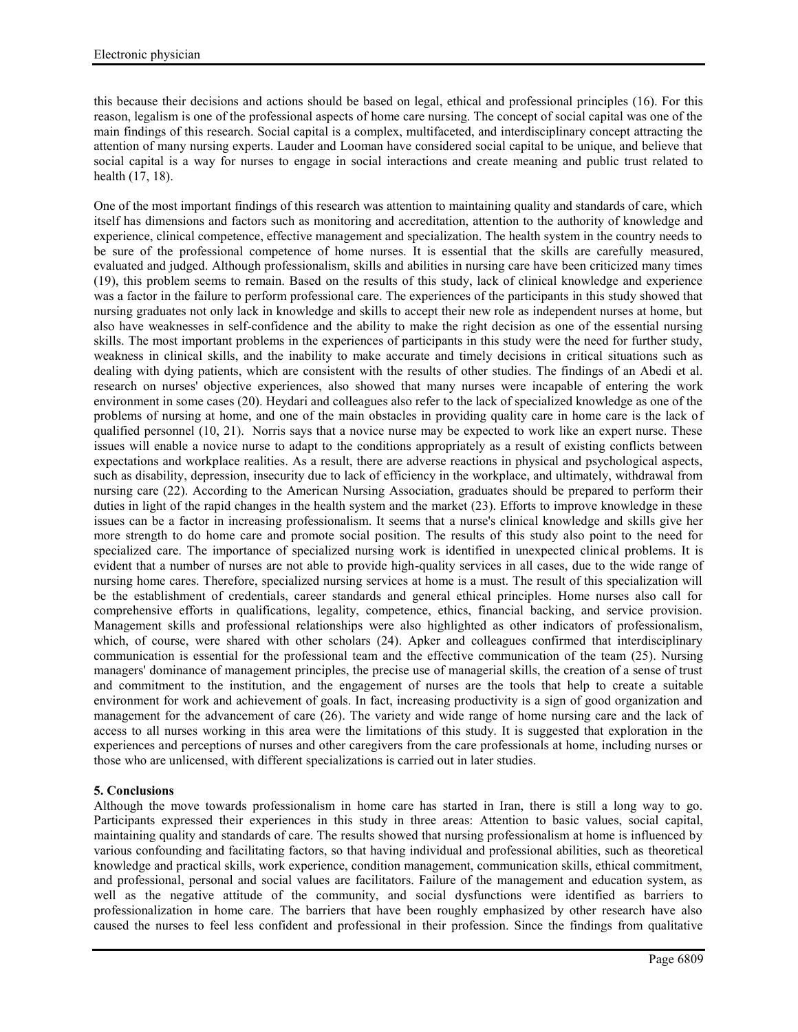this because their decisions and actions should be based on legal, ethical and professional principles (16). For this reason, legalism is one of the professional aspects of home care nursing. The concept of social capital was one of the main findings of this research. Social capital is a complex, multifaceted, and interdisciplinary concept attracting the attention of many nursing experts. Lauder and Looman have considered social capital to be unique, and believe that social capital is a way for nurses to engage in social interactions and create meaning and public trust related to health (17, 18).

One of the most important findings of this research was attention to maintaining quality and standards of care, which itself has dimensions and factors such as monitoring and accreditation, attention to the authority of knowledge and experience, clinical competence, effective management and specialization. The health system in the country needs to be sure of the professional competence of home nurses. It is essential that the skills are carefully measured, evaluated and judged. Although professionalism, skills and abilities in nursing care have been criticized many times (19), this problem seems to remain. Based on the results of this study, lack of clinical knowledge and experience was a factor in the failure to perform professional care. The experiences of the participants in this study showed that nursing graduates not only lack in knowledge and skills to accept their new role as independent nurses at home, but also have weaknesses in self-confidence and the ability to make the right decision as one of the essential nursing skills. The most important problems in the experiences of participants in this study were the need for further study, weakness in clinical skills, and the inability to make accurate and timely decisions in critical situations such as dealing with dying patients, which are consistent with the results of other studies. The findings of an Abedi et al. research on nurses' objective experiences, also showed that many nurses were incapable of entering the work environment in some cases (20). Heydari and colleagues also refer to the lack of specialized knowledge as one of the problems of nursing at home, and one of the main obstacles in providing quality care in home care is the lack of qualified personnel (10, 21). Norris says that a novice nurse may be expected to work like an expert nurse. These issues will enable a novice nurse to adapt to the conditions appropriately as a result of existing conflicts between expectations and workplace realities. As a result, there are adverse reactions in physical and psychological aspects, such as disability, depression, insecurity due to lack of efficiency in the workplace, and ultimately, withdrawal from nursing care (22). According to the American Nursing Association, graduates should be prepared to perform their duties in light of the rapid changes in the health system and the market (23). Efforts to improve knowledge in these issues can be a factor in increasing professionalism. It seems that a nurse's clinical knowledge and skills give her more strength to do home care and promote social position. The results of this study also point to the need for specialized care. The importance of specialized nursing work is identified in unexpected clinical problems. It is evident that a number of nurses are not able to provide high-quality services in all cases, due to the wide range of nursing home cares. Therefore, specialized nursing services at home is a must. The result of this specialization will be the establishment of credentials, career standards and general ethical principles. Home nurses also call for comprehensive efforts in qualifications, legality, competence, ethics, financial backing, and service provision. Management skills and professional relationships were also highlighted as other indicators of professionalism, which, of course, were shared with other scholars (24). Apker and colleagues confirmed that interdisciplinary communication is essential for the professional team and the effective communication of the team (25). Nursing managers' dominance of management principles, the precise use of managerial skills, the creation of a sense of trust and commitment to the institution, and the engagement of nurses are the tools that help to create a suitable environment for work and achievement of goals. In fact, increasing productivity is a sign of good organization and management for the advancement of care (26). The variety and wide range of home nursing care and the lack of access to all nurses working in this area were the limitations of this study. It is suggested that exploration in the experiences and perceptions of nurses and other caregivers from the care professionals at home, including nurses or those who are unlicensed, with different specializations is carried out in later studies.

## 5. Conclusions

Although the move towards professionalism in home care has started in Iran, there is still a long way to go. Participants expressed their experiences in this study in three areas: Attention to basic values, social capital, maintaining quality and standards of care. The results showed that nursing professionalism at home is influenced by various confounding and facilitating factors, so that having individual and professional abilities, such as theoretical knowledge and practical skills, work experience, condition management, communication skills, ethical commitment, and professional, personal and social values are facilitators. Failure of the management and education system, as well as the negative attitude of the community, and social dysfunctions were identified as barriers to professionalization in home care. The barriers that have been roughly emphasized by other research have also caused the nurses to feel less confident and professional in their profession. Since the findings from qualitative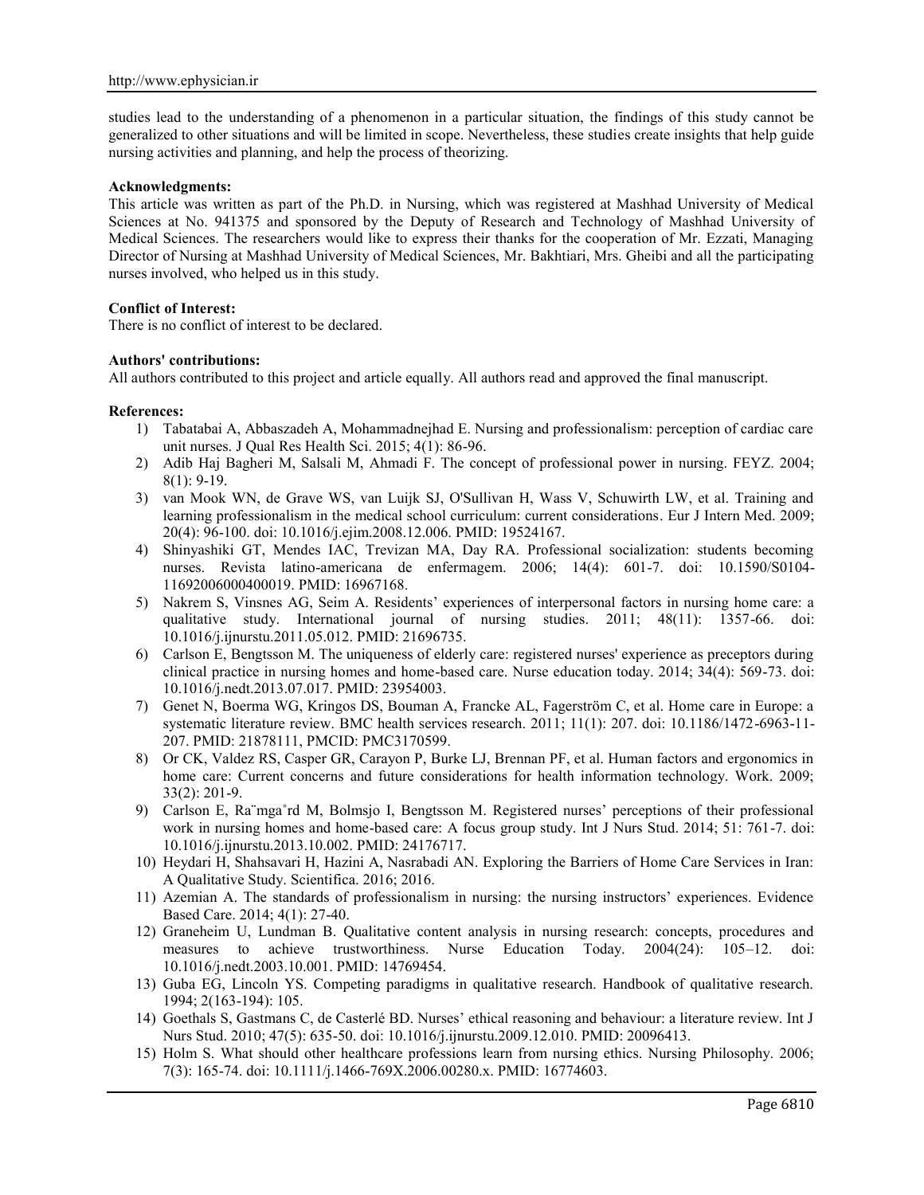studies lead to the understanding of a phenomenon in a particular situation, the findings of this study cannot be generalized to other situations and will be limited in scope. Nevertheless, these studies create insights that help guide nursing activities and planning, and help the process of theorizing.

**Acknowledgments:**

This article was written as part of the Ph.D. in Nursing, which was registered at Mashhad University of Medical Sciences at No. 941375 and sponsored by the Deputy of Research and Technology of Mashhad University of Medical Sciences. The researchers would like to express their thanks for the cooperation of Mr. Ezzati, Managing Director of Nursing at Mashhad University of Medical Sciences, Mr. Bakhtiari, Mrs. Gheibi and all the participating nurses involved, who helped us in this study.

**Conflict of Interest:**

There is no conflict of interest to be declared.

**Authors' contributions:**

All authors contributed to this project and article equally. All authors read and approved the final manuscript.

**References:**

1) Tabatabai A, Abbaszadeh A, Mohammadnejhad E. Nursing and professionalism: perception of cardiac care unit nurses. J Qual Res Health Sci. 2015; 4(1): 86-96.
2) Adib Haj Bagheri M, Salsali M, Ahmadi F. The concept of professional power in nursing. FEYZ. 2004; 8(1): 9-19.
3) van Mook WN, de Grave WS, van Luijk SJ, O'Sullivan H, Wass V, Schuwirth LW, et al. Training and learning professionalism in the medical school curriculum: current considerations. Eur J Intern Med. 2009; 20(4): 96-100. doi: 10.1016/j.ejim.2008.12.006. PMID: 19524167.
4) Shinyashiki GT, Mendes IAC, Trevizan MA, Day RA. Professional socialization: students becoming nurses. Revista latino-americana de enfermagem. 2006; 14(4): 601-7. doi: 10.1590/S0104-11692006000400019. PMID: 16967168.
5) Nakrem S, Vinsnes AG, Seim A. Residents' experiences of interpersonal factors in nursing home care: a qualitative study. International journal of nursing studies. 2011; 48(11): 1357-66. doi: 10.1016/j.ijnurstu.2011.05.012. PMID: 21696735.
6) Carlson E, Bengtsson M. The uniqueness of elderly care: registered nurses' experience as preceptors during clinical practice in nursing homes and home-based care. Nurse education today. 2014; 34(4): 569-73. doi: 10.1016/j.nedt.2013.07.017. PMID: 23954003.
7) Genet N, Boerma WG, Kringos DS, Bouman A, Francke AL, Fagerström C, et al. Home care in Europe: a systematic literature review. BMC health services research. 2011; 11(1): 207. doi: 10.1186/1472-6963-11-207. PMID: 21878111, PMCID: PMC3170599.
8) Or CK, Valdez RS, Casper GR, Carayon P, Burke LJ, Brennan PF, et al. Human factors and ergonomics in home care: Current concerns and future considerations for health information technology. Work. 2009; 33(2): 201-9.
9) Carlson E, Ra¨mga˚rd M, Bolmsjo I, Bengtsson M. Registered nurses' perceptions of their professional work in nursing homes and home-based care: A focus group study. Int J Nurs Stud. 2014; 51: 761-7. doi: 10.1016/j.ijnurstu.2013.10.002. PMID: 24176717.
10) Heydari H, Shahsavari H, Hazini A, Nasrabadi AN. Exploring the Barriers of Home Care Services in Iran: A Qualitative Study. Scientifica. 2016; 2016.
11) Azemian A. The standards of professionalism in nursing: the nursing instructors' experiences. Evidence Based Care. 2014; 4(1): 27-40.
12) Graneheim U, Lundman B. Qualitative content analysis in nursing research: concepts, procedures and measures to achieve trustworthiness. Nurse Education Today. 2004(24): 105–12. doi: 10.1016/j.nedt.2003.10.001. PMID: 14769454.
13) Guba EG, Lincoln YS. Competing paradigms in qualitative research. Handbook of qualitative research. 1994; 2(163-194): 105.
14) Goethals S, Gastmans C, de Casterlé BD. Nurses' ethical reasoning and behaviour: a literature review. Int J Nurs Stud. 2010; 47(5): 635-50. doi: 10.1016/j.ijnurstu.2009.12.010. PMID: 20096413.
15) Holm S. What should other healthcare professions learn from nursing ethics. Nursing Philosophy. 2006; 7(3): 165-74. doi: 10.1111/j.1466-769X.2006.00280.x. PMID: 16774603.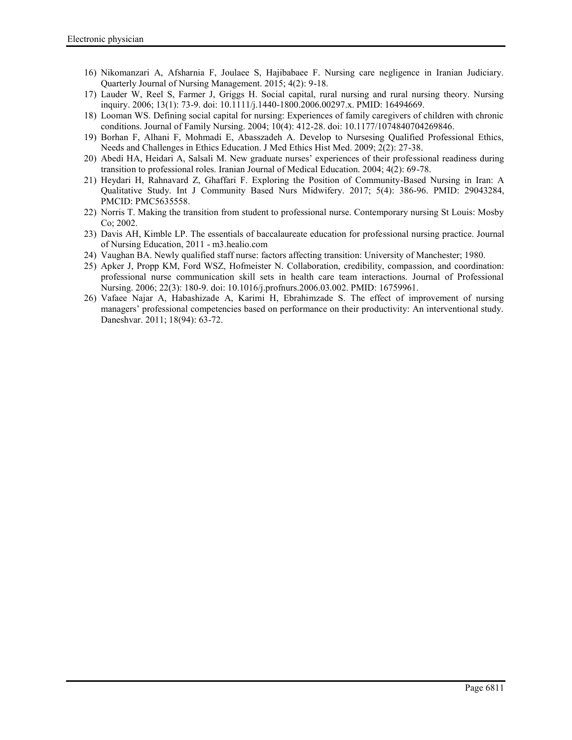16) Nikomanzari A, Afsharnia F, Joulaee S, Hajibabaee F. Nursing care negligence in Iranian Judiciary. Quarterly Journal of Nursing Management. 2015; 4(2): 9-18.
17) Lauder W, Reel S, Farmer J, Griggs H. Social capital, rural nursing and rural nursing theory. Nursing inquiry. 2006; 13(1): 73-9. doi: 10.1111/j.1440-1800.2006.00297.x. PMID: 16494669.
18) Looman WS. Defining social capital for nursing: Experiences of family caregivers of children with chronic conditions. Journal of Family Nursing. 2004; 10(4): 412-28. doi: 10.1177/1074840704269846.
19) Borhan F, Alhani F, Mohmadi E, Abasszadeh A. Develop to Nursesing Qualified Professional Ethics, Needs and Challenges in Ethics Education. J Med Ethics Hist Med. 2009; 2(2): 27-38.
20) Abedi HA, Heidari A, Salsali M. New graduate nurses' experiences of their professional readiness during transition to professional roles. Iranian Journal of Medical Education. 2004; 4(2): 69-78.
21) Heydari H, Rahnavard Z, Ghaffari F. Exploring the Position of Community-Based Nursing in Iran: A Qualitative Study. Int J Community Based Nurs Midwifery. 2017; 5(4): 386-96. PMID: 29043284, PMCID: PMC5635558.
22) Norris T. Making the transition from student to professional nurse. Contemporary nursing St Louis: Mosby Co; 2002.
23) Davis AH, Kimble LP. The essentials of baccalaureate education for professional nursing practice. Journal of Nursing Education, 2011 - m3.healio.com
24) Vaughan BA. Newly qualified staff nurse: factors affecting transition: University of Manchester; 1980.
25) Apker J, Propp KM, Ford WSZ, Hofmeister N. Collaboration, credibility, compassion, and coordination: professional nurse communication skill sets in health care team interactions. Journal of Professional Nursing. 2006; 22(3): 180-9. doi: 10.1016/j.profnurs.2006.03.002. PMID: 16759961.
26) Vafaee Najar A, Habashizade A, Karimi H, Ebrahimzade S. The effect of improvement of nursing managers' professional competencies based on performance on their productivity: An interventional study. Daneshvar. 2011; 18(94): 63-72.